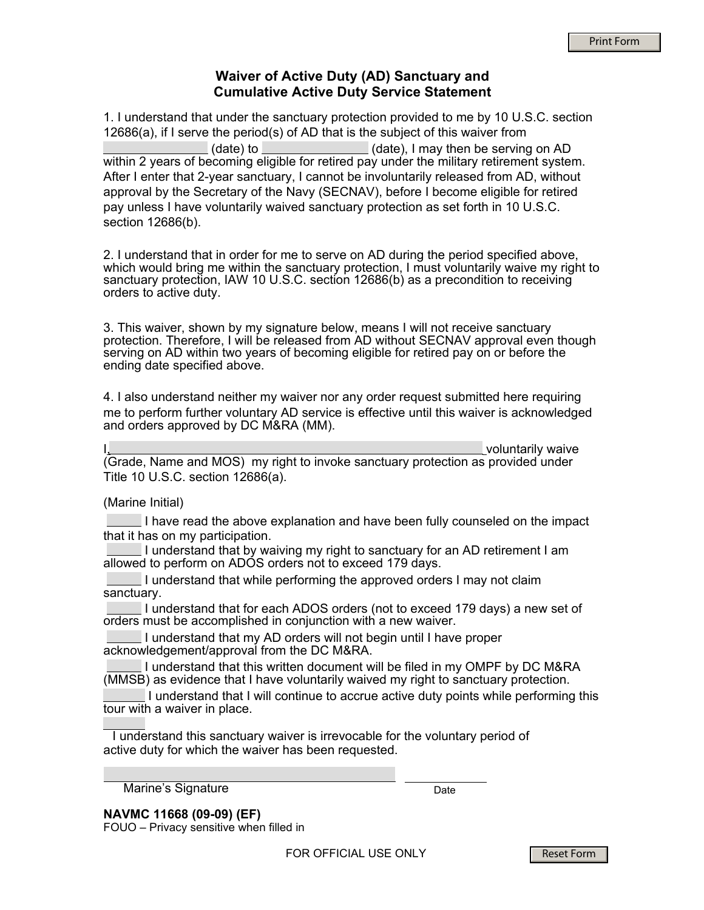# Waiver of Active Duty (AD) Sanctuary and Cumulative Active Duty Service Statement

1. I understand that under the sanctuary protection provided to me by 10 U.S.C. section 12686(a), if I serve the period(s) of AD that is the subject of this waiver from _______________ (date) to _______________ (date), I may then be serving on AD within 2 years of becoming eligible for retired pay under the military retirement system. After I enter that 2-year sanctuary, I cannot be involuntarily released from AD, without approval by the Secretary of the Navy (SECNAV), before I become eligible for retired pay unless I have voluntarily waived sanctuary protection as set forth in 10 U.S.C. section 12686(b).

2. I understand that in order for me to serve on AD during the period specified above, which would bring me within the sanctuary protection, I must voluntarily waive my right to sanctuary protection, IAW 10 U.S.C. section 12686(b) as a precondition to receiving orders to active duty.

3. This waiver, shown by my signature below, means I will not receive sanctuary protection. Therefore, I will be released from AD without SECNAV approval even though serving on AD within two years of becoming eligible for retired pay on or before the ending date specified above.

4. I also understand neither my waiver nor any order request submitted here requiring me to perform further voluntary AD service is effective until this waiver is acknowledged and orders approved by DC M&RA (MM).

I, _______________________________________________ voluntarily waive (Grade, Name and MOS) my right to invoke sanctuary protection as provided under Title 10 U.S.C. section 12686(a).

(Marine Initial)

_____ I have read the above explanation and have been fully counseled on the impact that it has on my participation.

_____ I understand that by waiving my right to sanctuary for an AD retirement I am allowed to perform on ADOS orders not to exceed 179 days.

_____ I understand that while performing the approved orders I may not claim sanctuary.

_____ I understand that for each ADOS orders (not to exceed 179 days) a new set of orders must be accomplished in conjunction with a new waiver.

_____ I understand that my AD orders will not begin until I have proper acknowledgement/approval from the DC M&RA.

_____ I understand that this written document will be filed in my OMPF by DC M&RA (MMSB) as evidence that I have voluntarily waived my right to sanctuary protection.

_____ I understand that I will continue to accrue active duty points while performing this tour with a waiver in place.

_____ I understand this sanctuary waiver is irrevocable for the voluntary period of active duty for which the waiver has been requested.

_______________________________________ Marine's Signature

____________ Date

**NAVMC 11668 (09-09) (EF)**
FOUO – Privacy sensitive when filled in

FOR OFFICIAL USE ONLY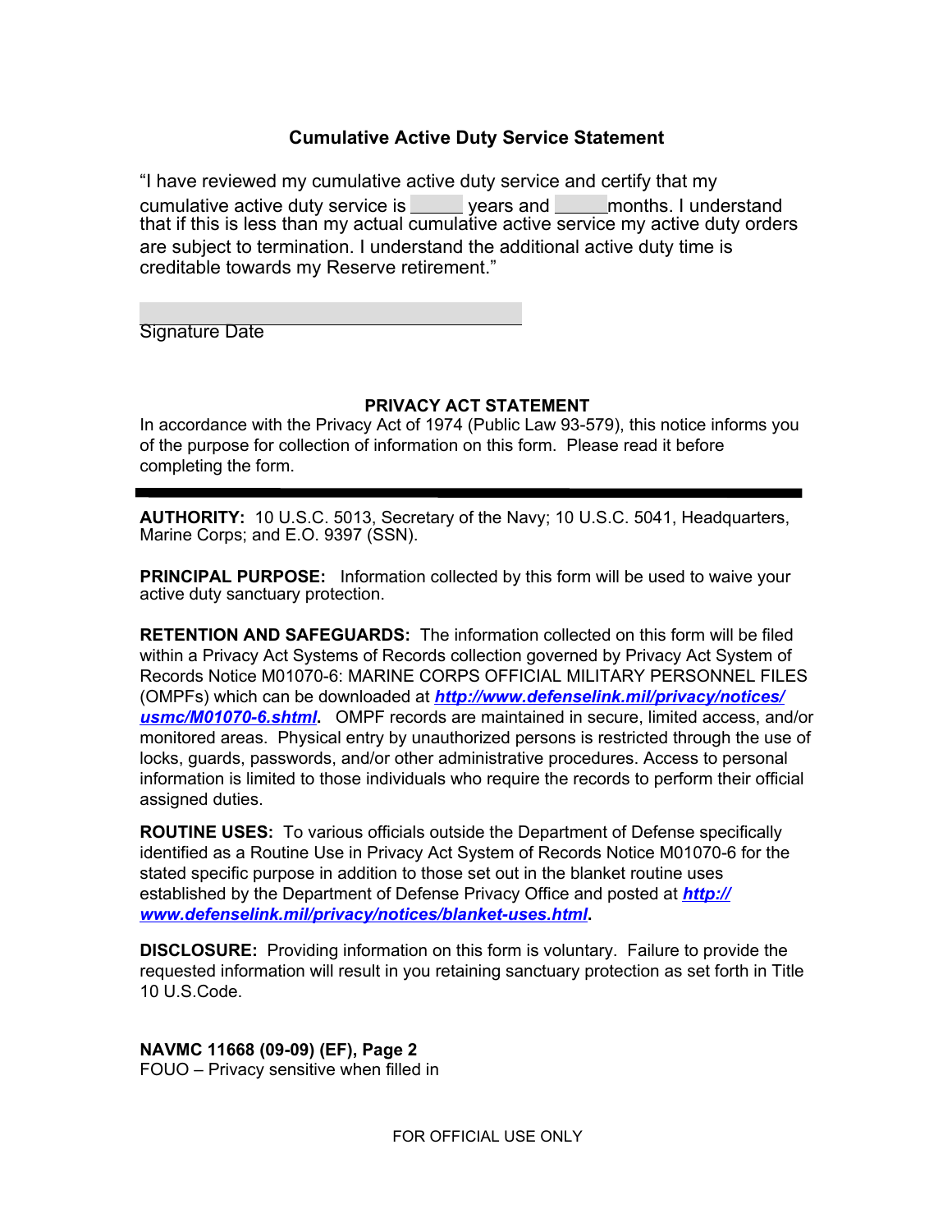## Cumulative Active Duty Service Statement

"I have reviewed my cumulative active duty service and certify that my cumulative active duty service is ______ years and ______ months. I understand that if this is less than my actual cumulative active service my active duty orders are subject to termination. I understand the additional active duty time is creditable towards my Reserve retirement."

Signature Date

### PRIVACY ACT STATEMENT

In accordance with the Privacy Act of 1974 (Public Law 93-579), this notice informs you of the purpose for collection of information on this form. Please read it before completing the form.

---

**AUTHORITY:** 10 U.S.C. 5013, Secretary of the Navy; 10 U.S.C. 5041, Headquarters, Marine Corps; and E.O. 9397 (SSN).

**PRINCIPAL PURPOSE:** Information collected by this form will be used to waive your active duty sanctuary protection.

**RETENTION AND SAFEGUARDS:** The information collected on this form will be filed within a Privacy Act Systems of Records collection governed by Privacy Act System of Records Notice M01070-6: MARINE CORPS OFFICIAL MILITARY PERSONNEL FILES (OMPFs) which can be downloaded at ***http://www.defenselink.mil/privacy/notices/usmc/M01070-6.shtml***. OMPF records are maintained in secure, limited access, and/or monitored areas. Physical entry by unauthorized persons is restricted through the use of locks, guards, passwords, and/or other administrative procedures. Access to personal information is limited to those individuals who require the records to perform their official assigned duties.

**ROUTINE USES:** To various officials outside the Department of Defense specifically identified as a Routine Use in Privacy Act System of Records Notice M01070-6 for the stated specific purpose in addition to those set out in the blanket routine uses established by the Department of Defense Privacy Office and posted at ***http://www.defenselink.mil/privacy/notices/blanket-uses.html***.

**DISCLOSURE:** Providing information on this form is voluntary. Failure to provide the requested information will result in you retaining sanctuary protection as set forth in Title 10 U.S.Code.

**NAVMC 11668 (09-09) (EF), Page 2**
FOUO – Privacy sensitive when filled in

FOR OFFICIAL USE ONLY